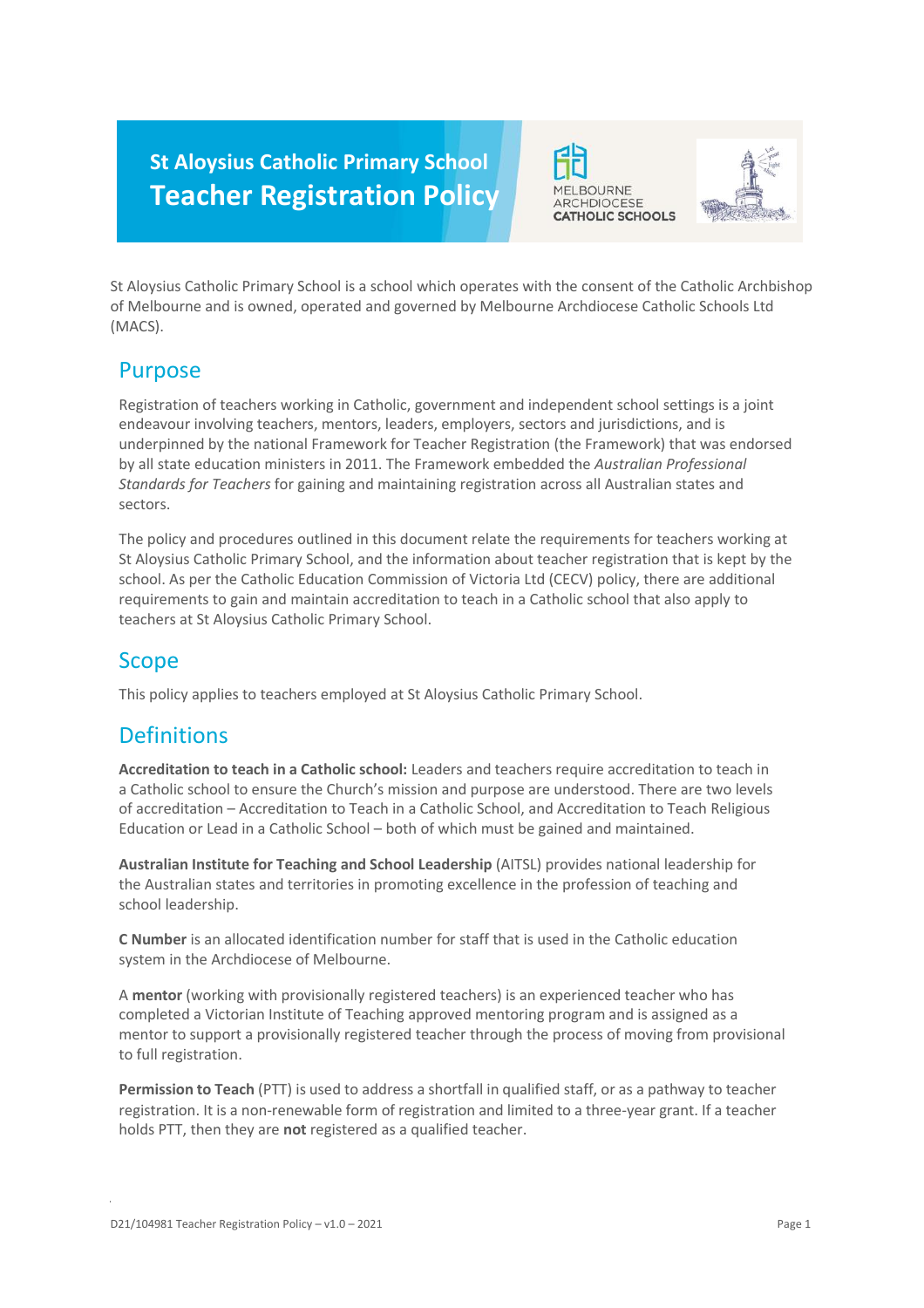# St Aloysius Catholic Primary School
# Teacher Registration Policy

MELBOURNE ARCHDIOCESE CATHOLIC SCHOOLS

St Aloysius Catholic Primary School is a school which operates with the consent of the Catholic Archbishop of Melbourne and is owned, operated and governed by Melbourne Archdiocese Catholic Schools Ltd (MACS).

## Purpose

Registration of teachers working in Catholic, government and independent school settings is a joint endeavour involving teachers, mentors, leaders, employers, sectors and jurisdictions, and is underpinned by the national Framework for Teacher Registration (the Framework) that was endorsed by all state education ministers in 2011. The Framework embedded the *Australian Professional Standards for Teachers* for gaining and maintaining registration across all Australian states and sectors.

The policy and procedures outlined in this document relate the requirements for teachers working at St Aloysius Catholic Primary School, and the information about teacher registration that is kept by the school. As per the Catholic Education Commission of Victoria Ltd (CECV) policy, there are additional requirements to gain and maintain accreditation to teach in a Catholic school that also apply to teachers at St Aloysius Catholic Primary School.

## Scope

This policy applies to teachers employed at St Aloysius Catholic Primary School.

## Definitions

**Accreditation to teach in a Catholic school:** Leaders and teachers require accreditation to teach in a Catholic school to ensure the Church's mission and purpose are understood. There are two levels of accreditation – Accreditation to Teach in a Catholic School, and Accreditation to Teach Religious Education or Lead in a Catholic School – both of which must be gained and maintained.

**Australian Institute for Teaching and School Leadership** (AITSL) provides national leadership for the Australian states and territories in promoting excellence in the profession of teaching and school leadership.

**C Number** is an allocated identification number for staff that is used in the Catholic education system in the Archdiocese of Melbourne.

A **mentor** (working with provisionally registered teachers) is an experienced teacher who has completed a Victorian Institute of Teaching approved mentoring program and is assigned as a mentor to support a provisionally registered teacher through the process of moving from provisional to full registration.

**Permission to Teach** (PTT) is used to address a shortfall in qualified staff, or as a pathway to teacher registration. It is a non-renewable form of registration and limited to a three-year grant. If a teacher holds PTT, then they are **not** registered as a qualified teacher.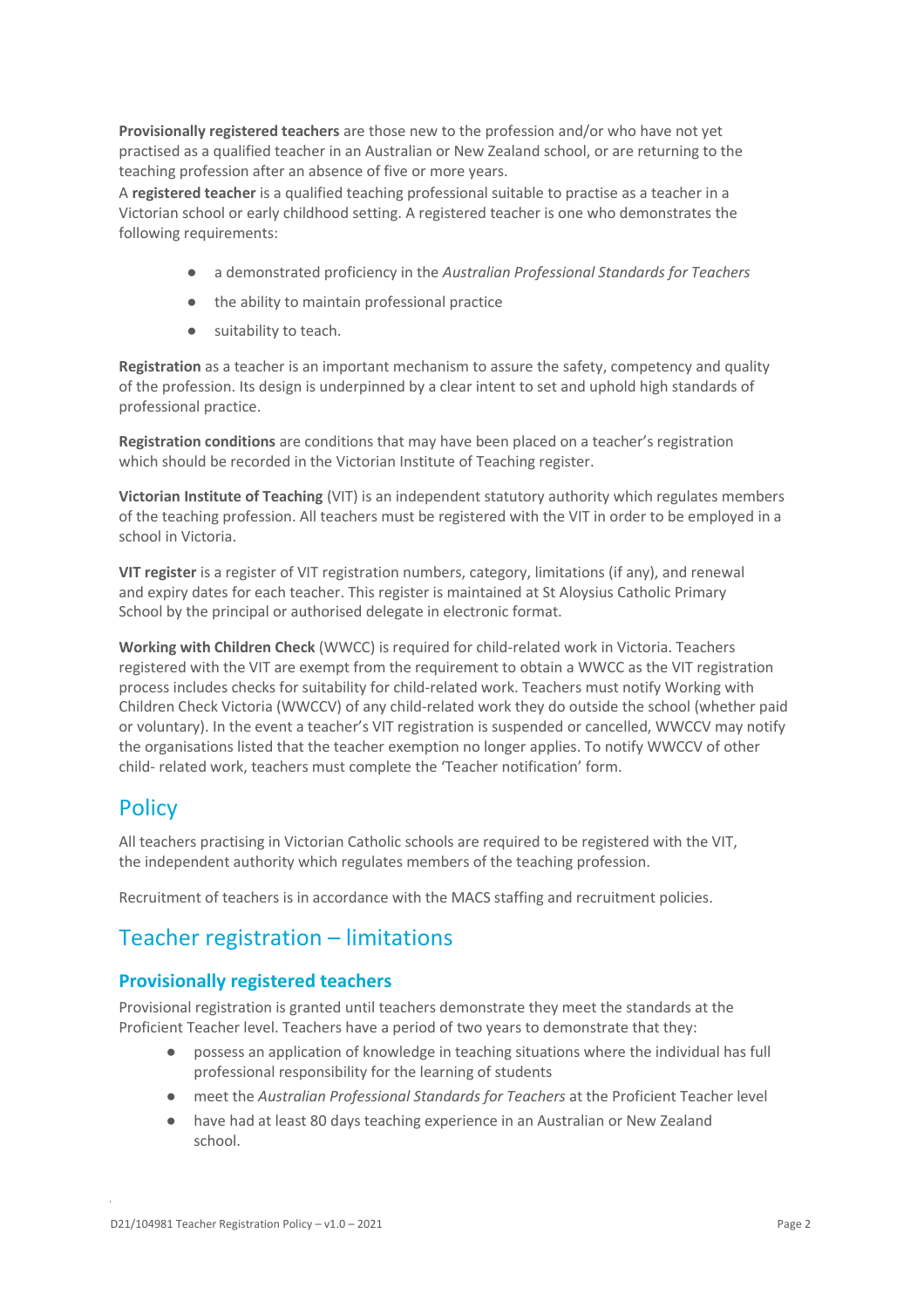**Provisionally registered teachers** are those new to the profession and/or who have not yet practised as a qualified teacher in an Australian or New Zealand school, or are returning to the teaching profession after an absence of five or more years.

A **registered teacher** is a qualified teaching professional suitable to practise as a teacher in a Victorian school or early childhood setting. A registered teacher is one who demonstrates the following requirements:

- a demonstrated proficiency in the *Australian Professional Standards for Teachers*
- the ability to maintain professional practice
- suitability to teach.

**Registration** as a teacher is an important mechanism to assure the safety, competency and quality of the profession. Its design is underpinned by a clear intent to set and uphold high standards of professional practice.

**Registration conditions** are conditions that may have been placed on a teacher's registration which should be recorded in the Victorian Institute of Teaching register.

**Victorian Institute of Teaching** (VIT) is an independent statutory authority which regulates members of the teaching profession. All teachers must be registered with the VIT in order to be employed in a school in Victoria.

**VIT register** is a register of VIT registration numbers, category, limitations (if any), and renewal and expiry dates for each teacher. This register is maintained at St Aloysius Catholic Primary School by the principal or authorised delegate in electronic format.

**Working with Children Check** (WWCC) is required for child-related work in Victoria. Teachers registered with the VIT are exempt from the requirement to obtain a WWCC as the VIT registration process includes checks for suitability for child-related work. Teachers must notify Working with Children Check Victoria (WWCCV) of any child-related work they do outside the school (whether paid or voluntary). In the event a teacher's VIT registration is suspended or cancelled, WWCCV may notify the organisations listed that the teacher exemption no longer applies. To notify WWCCV of other child- related work, teachers must complete the 'Teacher notification' form.

## Policy

All teachers practising in Victorian Catholic schools are required to be registered with the VIT, the independent authority which regulates members of the teaching profession.

Recruitment of teachers is in accordance with the MACS staffing and recruitment policies.

## Teacher registration – limitations

### Provisionally registered teachers

Provisional registration is granted until teachers demonstrate they meet the standards at the Proficient Teacher level. Teachers have a period of two years to demonstrate that they:

- possess an application of knowledge in teaching situations where the individual has full professional responsibility for the learning of students
- meet the *Australian Professional Standards for Teachers* at the Proficient Teacher level
- have had at least 80 days teaching experience in an Australian or New Zealand school.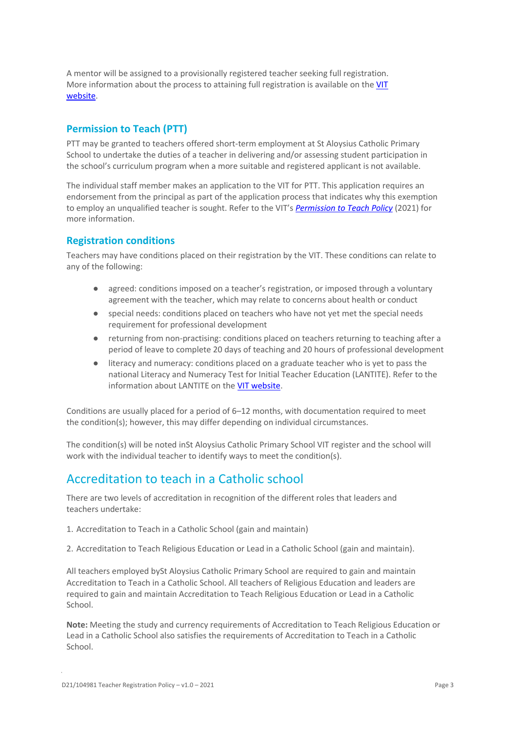A mentor will be assigned to a provisionally registered teacher seeking full registration. More information about the process to attaining full registration is available on the [VIT website](#).

### Permission to Teach (PTT)

PTT may be granted to teachers offered short-term employment at St Aloysius Catholic Primary School to undertake the duties of a teacher in delivering and/or assessing student participation in the school's curriculum program when a more suitable and registered applicant is not available.

The individual staff member makes an application to the VIT for PTT. This application requires an endorsement from the principal as part of the application process that indicates why this exemption to employ an unqualified teacher is sought. Refer to the VIT's [*Permission to Teach Policy*](#) (2021) for more information.

### Registration conditions

Teachers may have conditions placed on their registration by the VIT. These conditions can relate to any of the following:

- agreed: conditions imposed on a teacher's registration, or imposed through a voluntary agreement with the teacher, which may relate to concerns about health or conduct
- special needs: conditions placed on teachers who have not yet met the special needs requirement for professional development
- returning from non-practising: conditions placed on teachers returning to teaching after a period of leave to complete 20 days of teaching and 20 hours of professional development
- literacy and numeracy: conditions placed on a graduate teacher who is yet to pass the national Literacy and Numeracy Test for Initial Teacher Education (LANTITE). Refer to the information about LANTITE on the [VIT website](#).

Conditions are usually placed for a period of 6–12 months, with documentation required to meet the condition(s); however, this may differ depending on individual circumstances.

The condition(s) will be noted inSt Aloysius Catholic Primary School VIT register and the school will work with the individual teacher to identify ways to meet the condition(s).

## Accreditation to teach in a Catholic school

There are two levels of accreditation in recognition of the different roles that leaders and teachers undertake:

1. Accreditation to Teach in a Catholic School (gain and maintain)
2. Accreditation to Teach Religious Education or Lead in a Catholic School (gain and maintain).

All teachers employed bySt Aloysius Catholic Primary School are required to gain and maintain Accreditation to Teach in a Catholic School. All teachers of Religious Education and leaders are required to gain and maintain Accreditation to Teach Religious Education or Lead in a Catholic School.

**Note:** Meeting the study and currency requirements of Accreditation to Teach Religious Education or Lead in a Catholic School also satisfies the requirements of Accreditation to Teach in a Catholic School.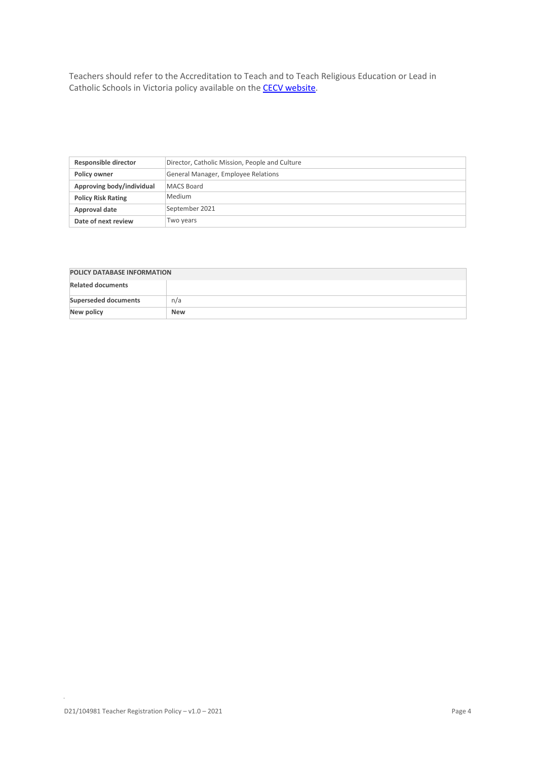Teachers should refer to the Accreditation to Teach and to Teach Religious Education or Lead in Catholic Schools in Victoria policy available on the [CECV website](CECV website).

| | |
|---|---|
| **Responsible director** | Director, Catholic Mission, People and Culture |
| **Policy owner** | General Manager, Employee Relations |
| **Approving body/individual** | MACS Board |
| **Policy Risk Rating** | Medium |
| **Approval date** | September 2021 |
| **Date of next review** | Two years |

| **POLICY DATABASE INFORMATION** | |
|---|---|
| **Related documents** | |
| **Superseded documents** | n/a |
| **New policy** | **New** |